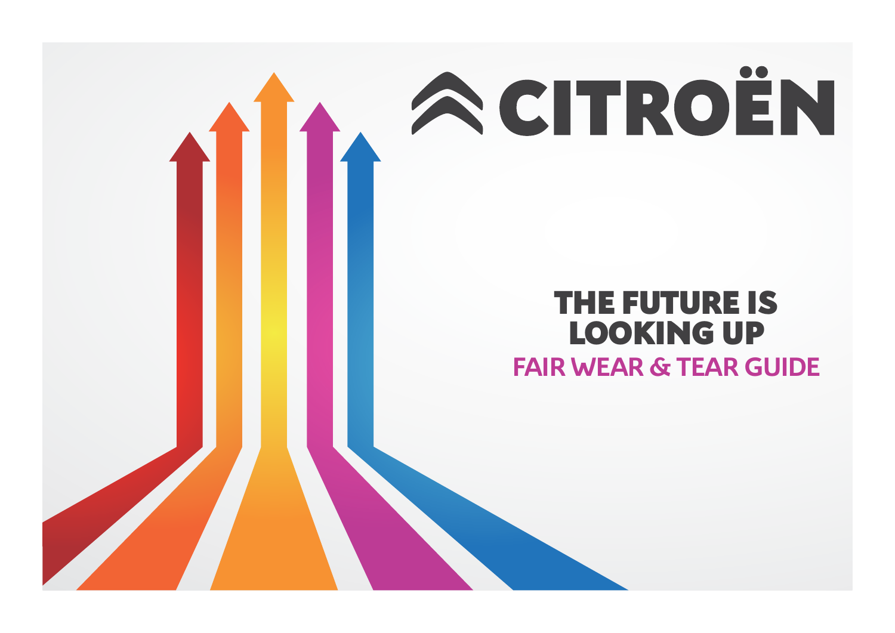# CITROËN

## THE FUTURE IS LOOKING UP

### FAIR WEAR & TEAR GUIDE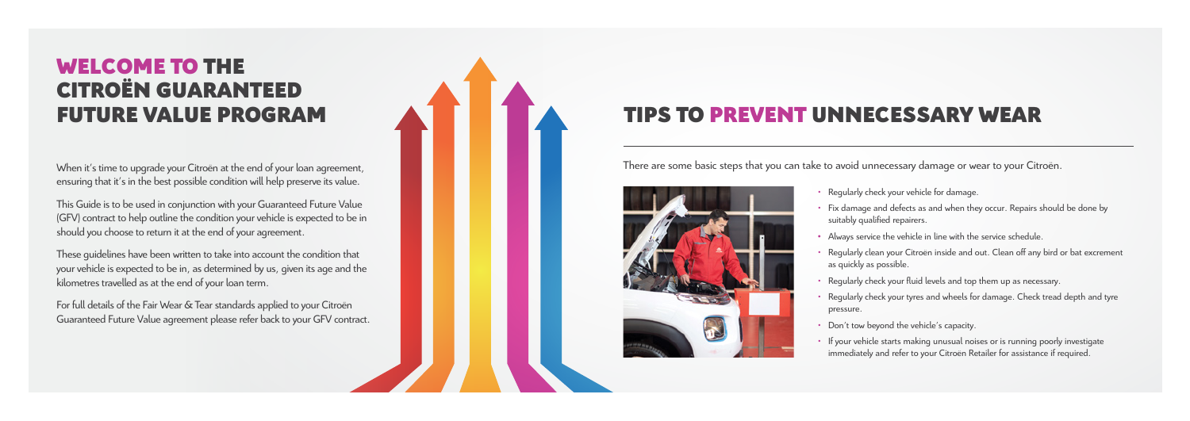# WELCOME TO THE CITROËN GUARANTEED FUTURE VALUE PROGRAM

When it's time to upgrade your Citroën at the end of your loan agreement, ensuring that it's in the best possible condition will help preserve its value.

This Guide is to be used in conjunction with your Guaranteed Future Value (GFV) contract to help outline the condition your vehicle is expected to be in should you choose to return it at the end of your agreement.

These guidelines have been written to take into account the condition that your vehicle is expected to be in, as determined by us, given its age and the kilometres travelled as at the end of your loan term.

For full details of the Fair Wear & Tear standards applied to your Citroën Guaranteed Future Value agreement please refer back to your GFV contract.

# TIPS TO PREVENT UNNECESSARY WEAR

There are some basic steps that you can take to avoid unnecessary damage or wear to your Citroën.

- Regularly check your vehicle for damage.
- Fix damage and defects as and when they occur. Repairs should be done by suitably qualified repairers.
- Always service the vehicle in line with the service schedule.
- Regularly clean your Citroën inside and out. Clean off any bird or bat excrement as quickly as possible.
- Regularly check your fluid levels and top them up as necessary.
- Regularly check your tyres and wheels for damage. Check tread depth and tyre pressure.
- Don't tow beyond the vehicle's capacity.
- If your vehicle starts making unusual noises or is running poorly investigate immediately and refer to your Citroën Retailer for assistance if required.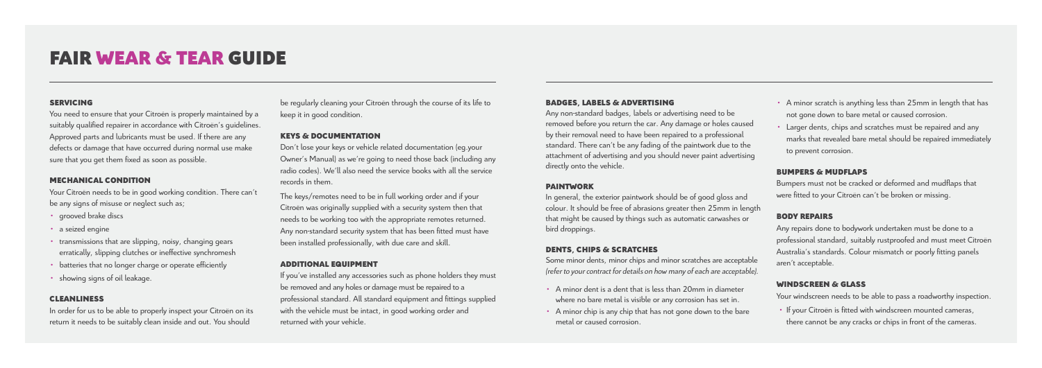# FAIR WEAR & TEAR GUIDE

### SERVICING

You need to ensure that your Citroën is properly maintained by a suitably qualified repairer in accordance with Citroën's guidelines. Approved parts and lubricants must be used. If there are any defects or damage that have occurred during normal use make sure that you get them fixed as soon as possible.

### MECHANICAL CONDITION

Your Citroën needs to be in good working condition. There can't be any signs of misuse or neglect such as;

- grooved brake discs
- a seized engine
- transmissions that are slipping, noisy, changing gears erratically, slipping clutches or ineffective synchromesh
- batteries that no longer charge or operate efficiently
- showing signs of oil leakage.

### CLEANLINESS

In order for us to be able to properly inspect your Citroën on its return it needs to be suitably clean inside and out. You should be regularly cleaning your Citroën through the course of its life to keep it in good condition.

### KEYS & DOCUMENTATION

Don't lose your keys or vehicle related documentation (eg.your Owner's Manual) as we're going to need those back (including any radio codes). We'll also need the service books with all the service records in them.

The keys/remotes need to be in full working order and if your Citroën was originally supplied with a security system then that needs to be working too with the appropriate remotes returned. Any non-standard security system that has been fitted must have been installed professionally, with due care and skill.

### ADDITIONAL EQUIPMENT

If you've installed any accessories such as phone holders they must be removed and any holes or damage must be repaired to a professional standard. All standard equipment and fittings supplied with the vehicle must be intact, in good working order and returned with your vehicle.

### BADGES, LABELS & ADVERTISING

Any non-standard badges, labels or advertising need to be removed before you return the car. Any damage or holes caused by their removal need to have been repaired to a professional standard. There can't be any fading of the paintwork due to the attachment of advertising and you should never paint advertising directly onto the vehicle.

### PAINTWORK

In general, the exterior paintwork should be of good gloss and colour. It should be free of abrasions greater then 25mm in length that might be caused by things such as automatic carwashes or bird droppings.

### DENTS, CHIPS & SCRATCHES

Some minor dents, minor chips and minor scratches are acceptable *(refer to your contract for details on how many of each are acceptable)*.

- A minor dent is a dent that is less than 20mm in diameter where no bare metal is visible or any corrosion has set in.
- A minor chip is any chip that has not gone down to the bare metal or caused corrosion.
- A minor scratch is anything less than 25mm in length that has not gone down to bare metal or caused corrosion.
- Larger dents, chips and scratches must be repaired and any marks that revealed bare metal should be repaired immediately to prevent corrosion.

### BUMPERS & MUDFLAPS

Bumpers must not be cracked or deformed and mudflaps that were fitted to your Citroën can't be broken or missing.

### BODY REPAIRS

Any repairs done to bodywork undertaken must be done to a professional standard, suitably rustproofed and must meet Citroën Australia's standards. Colour mismatch or poorly fitting panels aren't acceptable.

### WINDSCREEN & GLASS

Your windscreen needs to be able to pass a roadworthy inspection.

- If your Citroën is fitted with windscreen mounted cameras, there cannot be any cracks or chips in front of the cameras.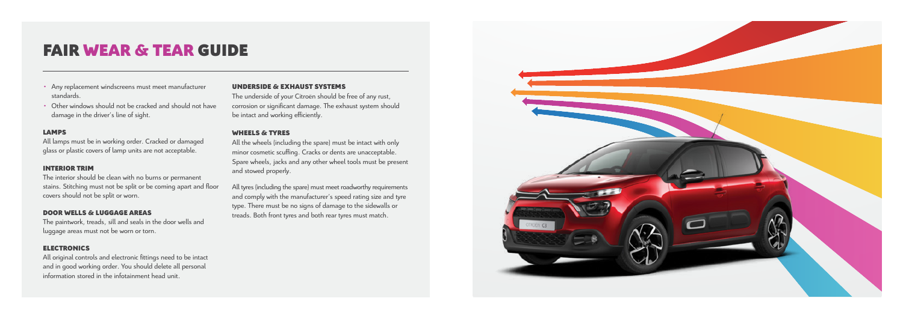# FAIR WEAR & TEAR GUIDE

- Any replacement windscreens must meet manufacturer standards.
- Other windows should not be cracked and should not have damage in the driver's line of sight.

### LAMPS

All lamps must be in working order. Cracked or damaged glass or plastic covers of lamp units are not acceptable.

### INTERIOR TRIM

The interior should be clean with no burns or permanent stains. Stitching must not be split or be coming apart and floor covers should not be split or worn.

### DOOR WELLS & LUGGAGE AREAS

The paintwork, treads, sill and seals in the door wells and luggage areas must not be worn or torn.

### ELECTRONICS

All original controls and electronic fittings need to be intact and in good working order. You should delete all personal information stored in the infotainment head unit.

### UNDERSIDE & EXHAUST SYSTEMS

The underside of your Citroën should be free of any rust, corrosion or significant damage. The exhaust system should be intact and working efficiently.

### WHEELS & TYRES

All the wheels (including the spare) must be intact with only minor cosmetic scuffing. Cracks or dents are unacceptable. Spare wheels, jacks and any other wheel tools must be present and stowed properly.

All tyres (including the spare) must meet roadworthy requirements and comply with the manufacturer's speed rating size and tyre type. There must be no signs of damage to the sidewalls or treads. Both front tyres and both rear tyres must match.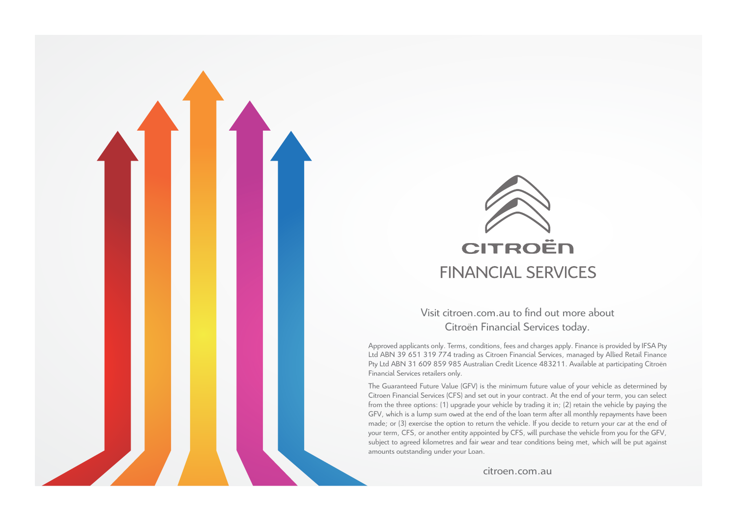CITROËN

# FINANCIAL SERVICES

Visit citroen.com.au to find out more about Citroën Financial Services today.

Approved applicants only. Terms, conditions, fees and charges apply. Finance is provided by IFSA Pty Ltd ABN 39 651 319 774 trading as Citroen Financial Services, managed by Allied Retail Finance Pty Ltd ABN 31 609 859 985 Australian Credit Licence 483211. Available at participating Citroën Financial Services retailers only.

The Guaranteed Future Value (GFV) is the minimum future value of your vehicle as determined by Citroen Financial Services (CFS) and set out in your contract. At the end of your term, you can select from the three options: (1) upgrade your vehicle by trading it in; (2) retain the vehicle by paying the GFV, which is a lump sum owed at the end of the loan term after all monthly repayments have been made; or (3) exercise the option to return the vehicle. If you decide to return your car at the end of your term, CFS, or another entity appointed by CFS, will purchase the vehicle from you for the GFV, subject to agreed kilometres and fair wear and tear conditions being met, which will be put against amounts outstanding under your Loan.

citroen.com.au